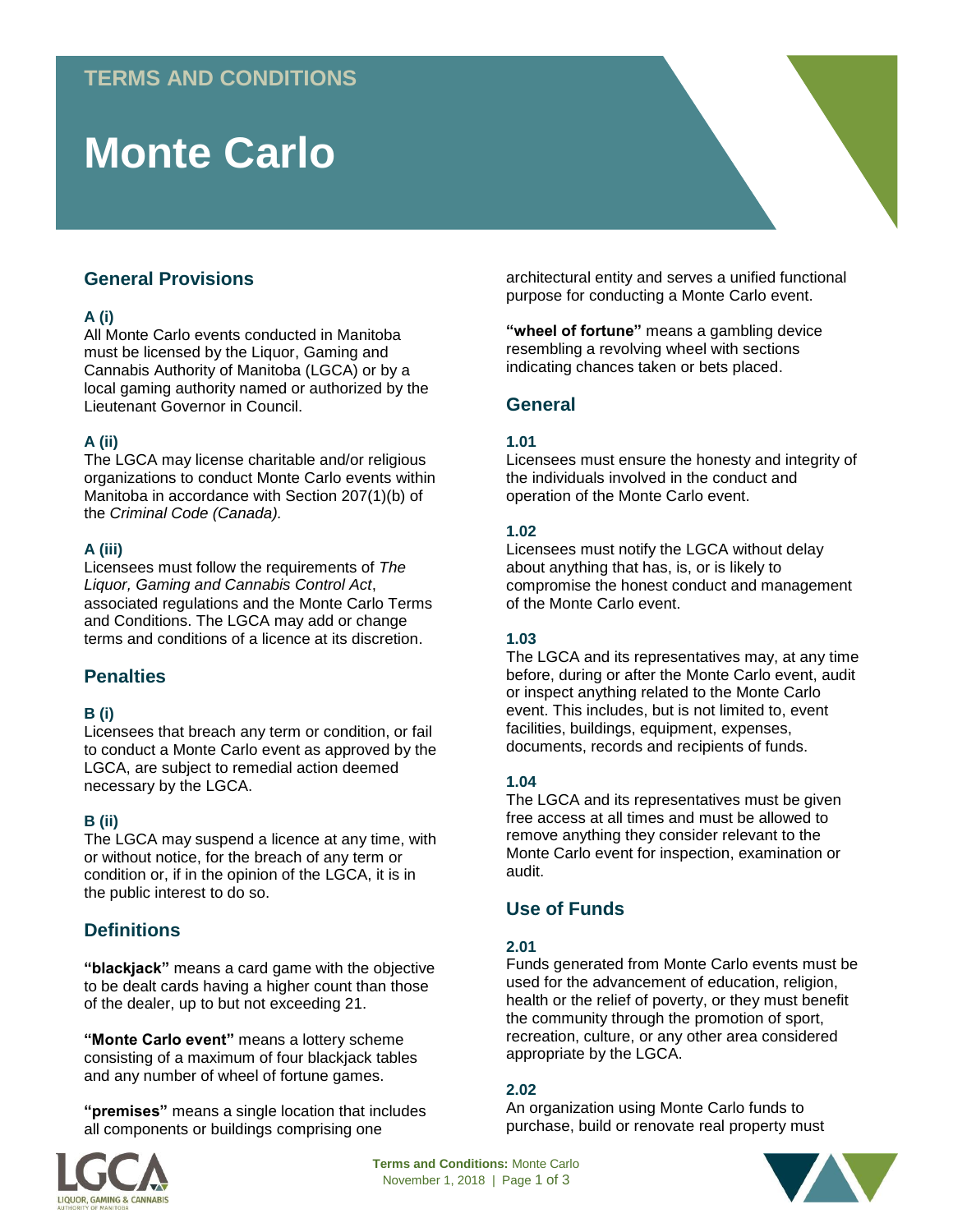TERMS AND CONDITIONS

# Monte Carlo

## General Provisions

**A (i)**
All Monte Carlo events conducted in Manitoba must be licensed by the Liquor, Gaming and Cannabis Authority of Manitoba (LGCA) or by a local gaming authority named or authorized by the Lieutenant Governor in Council.

**A (ii)**
The LGCA may license charitable and/or religious organizations to conduct Monte Carlo events within Manitoba in accordance with Section 207(1)(b) of the *Criminal Code (Canada).*

**A (iii)**
Licensees must follow the requirements of *The Liquor, Gaming and Cannabis Control Act*, associated regulations and the Monte Carlo Terms and Conditions. The LGCA may add or change terms and conditions of a licence at its discretion.

## Penalties

**B (i)**
Licensees that breach any term or condition, or fail to conduct a Monte Carlo event as approved by the LGCA, are subject to remedial action deemed necessary by the LGCA.

**B (ii)**
The LGCA may suspend a licence at any time, with or without notice, for the breach of any term or condition or, if in the opinion of the LGCA, it is in the public interest to do so.

## Definitions

**"blackjack"** means a card game with the objective to be dealt cards having a higher count than those of the dealer, up to but not exceeding 21.

**"Monte Carlo event"** means a lottery scheme consisting of a maximum of four blackjack tables and any number of wheel of fortune games.

**"premises"** means a single location that includes all components or buildings comprising one architectural entity and serves a unified functional purpose for conducting a Monte Carlo event.

**"wheel of fortune"** means a gambling device resembling a revolving wheel with sections indicating chances taken or bets placed.

## General

**1.01**
Licensees must ensure the honesty and integrity of the individuals involved in the conduct and operation of the Monte Carlo event.

**1.02**
Licensees must notify the LGCA without delay about anything that has, is, or is likely to compromise the honest conduct and management of the Monte Carlo event.

**1.03**
The LGCA and its representatives may, at any time before, during or after the Monte Carlo event, audit or inspect anything related to the Monte Carlo event. This includes, but is not limited to, event facilities, buildings, equipment, expenses, documents, records and recipients of funds.

**1.04**
The LGCA and its representatives must be given free access at all times and must be allowed to remove anything they consider relevant to the Monte Carlo event for inspection, examination or audit.

## Use of Funds

**2.01**
Funds generated from Monte Carlo events must be used for the advancement of education, religion, health or the relief of poverty, or they must benefit the community through the promotion of sport, recreation, culture, or any other area considered appropriate by the LGCA.

**2.02**
An organization using Monte Carlo funds to purchase, build or renovate real property must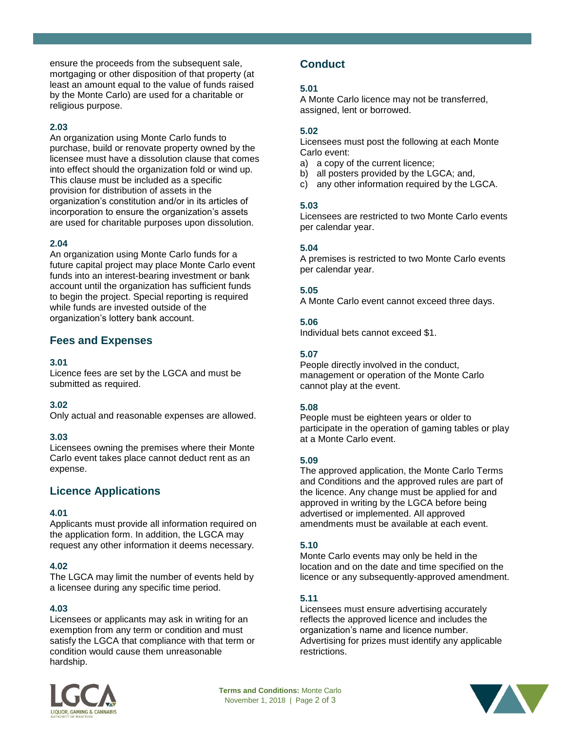ensure the proceeds from the subsequent sale, mortgaging or other disposition of that property (at least an amount equal to the value of funds raised by the Monte Carlo) are used for a charitable or religious purpose.

**2.03**
An organization using Monte Carlo funds to purchase, build or renovate property owned by the licensee must have a dissolution clause that comes into effect should the organization fold or wind up. This clause must be included as a specific provision for distribution of assets in the organization's constitution and/or in its articles of incorporation to ensure the organization's assets are used for charitable purposes upon dissolution.

**2.04**
An organization using Monte Carlo funds for a future capital project may place Monte Carlo event funds into an interest-bearing investment or bank account until the organization has sufficient funds to begin the project. Special reporting is required while funds are invested outside of the organization's lottery bank account.

## Fees and Expenses

**3.01**
Licence fees are set by the LGCA and must be submitted as required.

**3.02**
Only actual and reasonable expenses are allowed.

**3.03**
Licensees owning the premises where their Monte Carlo event takes place cannot deduct rent as an expense.

## Licence Applications

**4.01**
Applicants must provide all information required on the application form. In addition, the LGCA may request any other information it deems necessary.

**4.02**
The LGCA may limit the number of events held by a licensee during any specific time period.

**4.03**
Licensees or applicants may ask in writing for an exemption from any term or condition and must satisfy the LGCA that compliance with that term or condition would cause them unreasonable hardship.

## Conduct

**5.01**
A Monte Carlo licence may not be transferred, assigned, lent or borrowed.

**5.02**
Licensees must post the following at each Monte Carlo event:

a) a copy of the current licence;
b) all posters provided by the LGCA; and,
c) any other information required by the LGCA.

**5.03**
Licensees are restricted to two Monte Carlo events per calendar year.

**5.04**
A premises is restricted to two Monte Carlo events per calendar year.

**5.05**
A Monte Carlo event cannot exceed three days.

**5.06**
Individual bets cannot exceed $1.

**5.07**
People directly involved in the conduct, management or operation of the Monte Carlo cannot play at the event.

**5.08**
People must be eighteen years or older to participate in the operation of gaming tables or play at a Monte Carlo event.

**5.09**
The approved application, the Monte Carlo Terms and Conditions and the approved rules are part of the licence. Any change must be applied for and approved in writing by the LGCA before being advertised or implemented. All approved amendments must be available at each event.

**5.10**
Monte Carlo events may only be held in the location and on the date and time specified on the licence or any subsequently-approved amendment.

**5.11**
Licensees must ensure advertising accurately reflects the approved licence and includes the organization's name and licence number. Advertising for prizes must identify any applicable restrictions.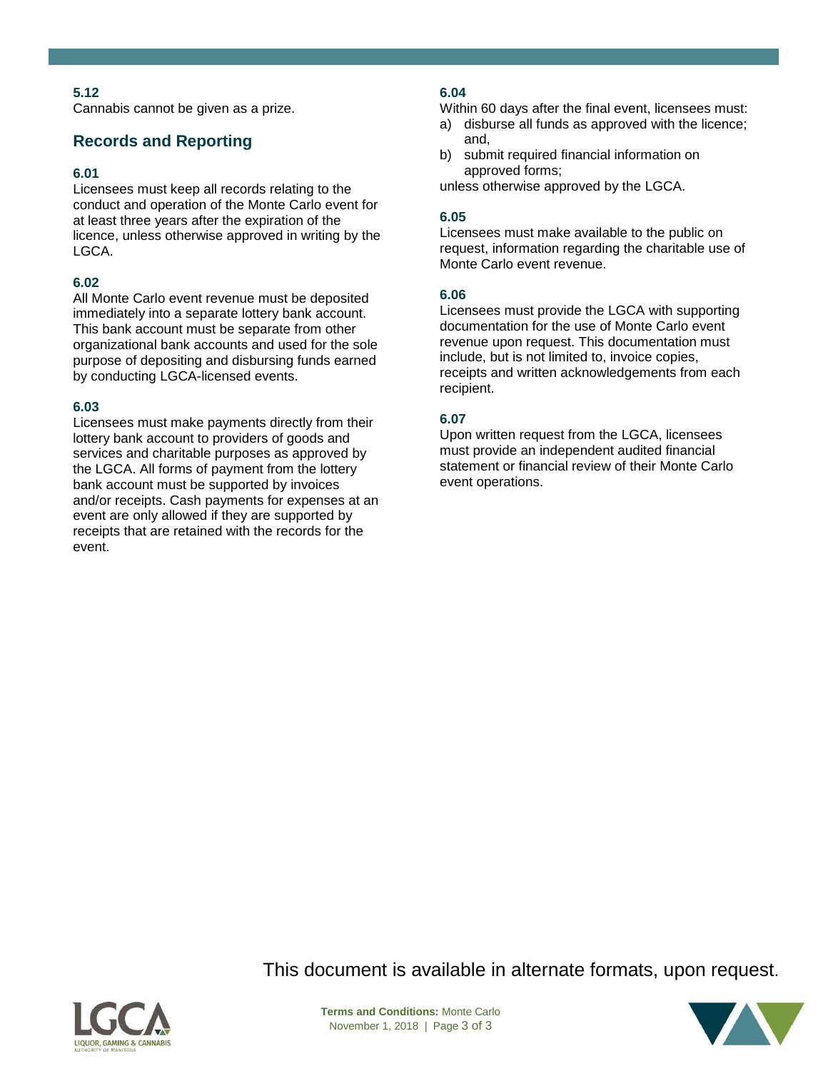**5.12**

Cannabis cannot be given as a prize.

## Records and Reporting

**6.01**

Licensees must keep all records relating to the conduct and operation of the Monte Carlo event for at least three years after the expiration of the licence, unless otherwise approved in writing by the LGCA.

**6.02**

All Monte Carlo event revenue must be deposited immediately into a separate lottery bank account. This bank account must be separate from other organizational bank accounts and used for the sole purpose of depositing and disbursing funds earned by conducting LGCA-licensed events.

**6.03**

Licensees must make payments directly from their lottery bank account to providers of goods and services and charitable purposes as approved by the LGCA. All forms of payment from the lottery bank account must be supported by invoices and/or receipts. Cash payments for expenses at an event are only allowed if they are supported by receipts that are retained with the records for the event.

**6.04**

Within 60 days after the final event, licensees must:

a) disburse all funds as approved with the licence; and,
b) submit required financial information on approved forms;

unless otherwise approved by the LGCA.

**6.05**

Licensees must make available to the public on request, information regarding the charitable use of Monte Carlo event revenue.

**6.06**

Licensees must provide the LGCA with supporting documentation for the use of Monte Carlo event revenue upon request. This documentation must include, but is not limited to, invoice copies, receipts and written acknowledgements from each recipient.

**6.07**

Upon written request from the LGCA, licensees must provide an independent audited financial statement or financial review of their Monte Carlo event operations.

This document is available in alternate formats, upon request.